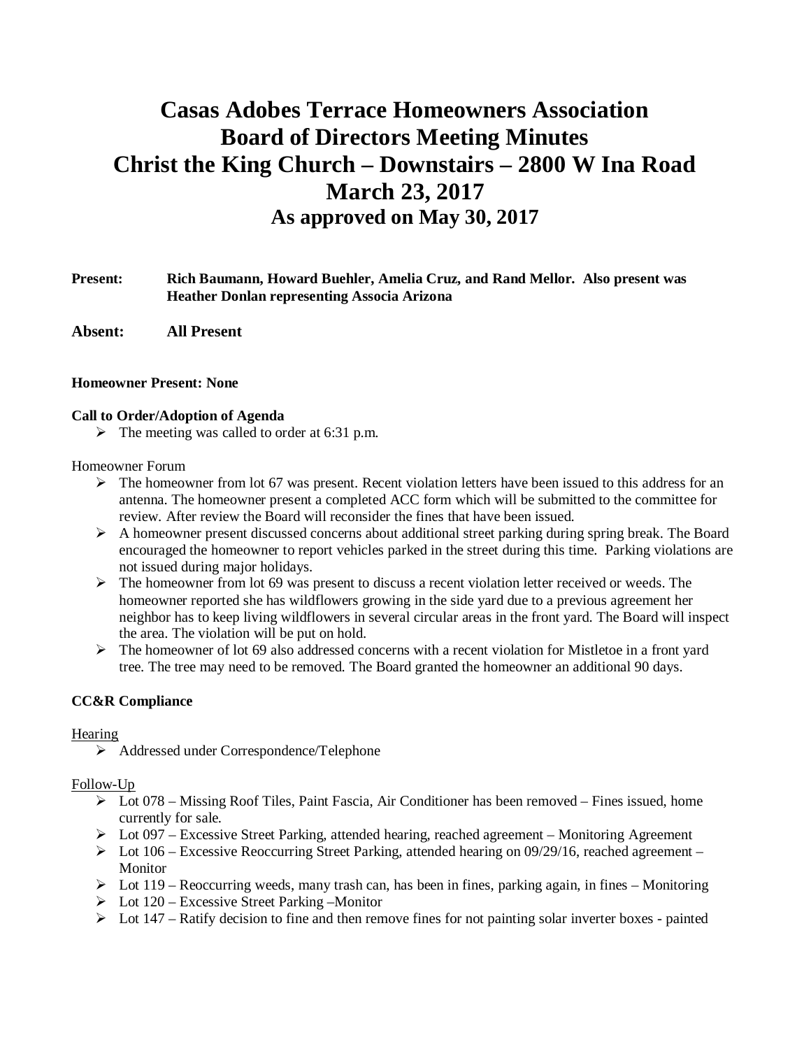# Casas Adobes Terrace Homeowners Association
# Board of Directors Meeting Minutes
# Christ the King Church – Downstairs – 2800 W Ina Road
# March 23, 2017
## As approved on May 30, 2017

**Present:** **Rich Baumann, Howard Buehler, Amelia Cruz, and Rand Mellor. Also present was Heather Donlan representing Associa Arizona**

**Absent:** **All Present**

**Homeowner Present: None**

**Call to Order/Adoption of Agenda**

- The meeting was called to order at 6:31 p.m.

Homeowner Forum

- The homeowner from lot 67 was present. Recent violation letters have been issued to this address for an antenna. The homeowner present a completed ACC form which will be submitted to the committee for review. After review the Board will reconsider the fines that have been issued.
- A homeowner present discussed concerns about additional street parking during spring break. The Board encouraged the homeowner to report vehicles parked in the street during this time. Parking violations are not issued during major holidays.
- The homeowner from lot 69 was present to discuss a recent violation letter received or weeds. The homeowner reported she has wildflowers growing in the side yard due to a previous agreement her neighbor has to keep living wildflowers in several circular areas in the front yard. The Board will inspect the area. The violation will be put on hold.
- The homeowner of lot 69 also addressed concerns with a recent violation for Mistletoe in a front yard tree. The tree may need to be removed. The Board granted the homeowner an additional 90 days.

**CC&R Compliance**

Hearing

- Addressed under Correspondence/Telephone

Follow-Up

- Lot 078 – Missing Roof Tiles, Paint Fascia, Air Conditioner has been removed – Fines issued, home currently for sale.
- Lot 097 – Excessive Street Parking, attended hearing, reached agreement – Monitoring Agreement
- Lot 106 – Excessive Reoccurring Street Parking, attended hearing on 09/29/16, reached agreement – Monitor
- Lot 119 – Reoccurring weeds, many trash can, has been in fines, parking again, in fines – Monitoring
- Lot 120 – Excessive Street Parking –Monitor
- Lot 147 – Ratify decision to fine and then remove fines for not painting solar inverter boxes - painted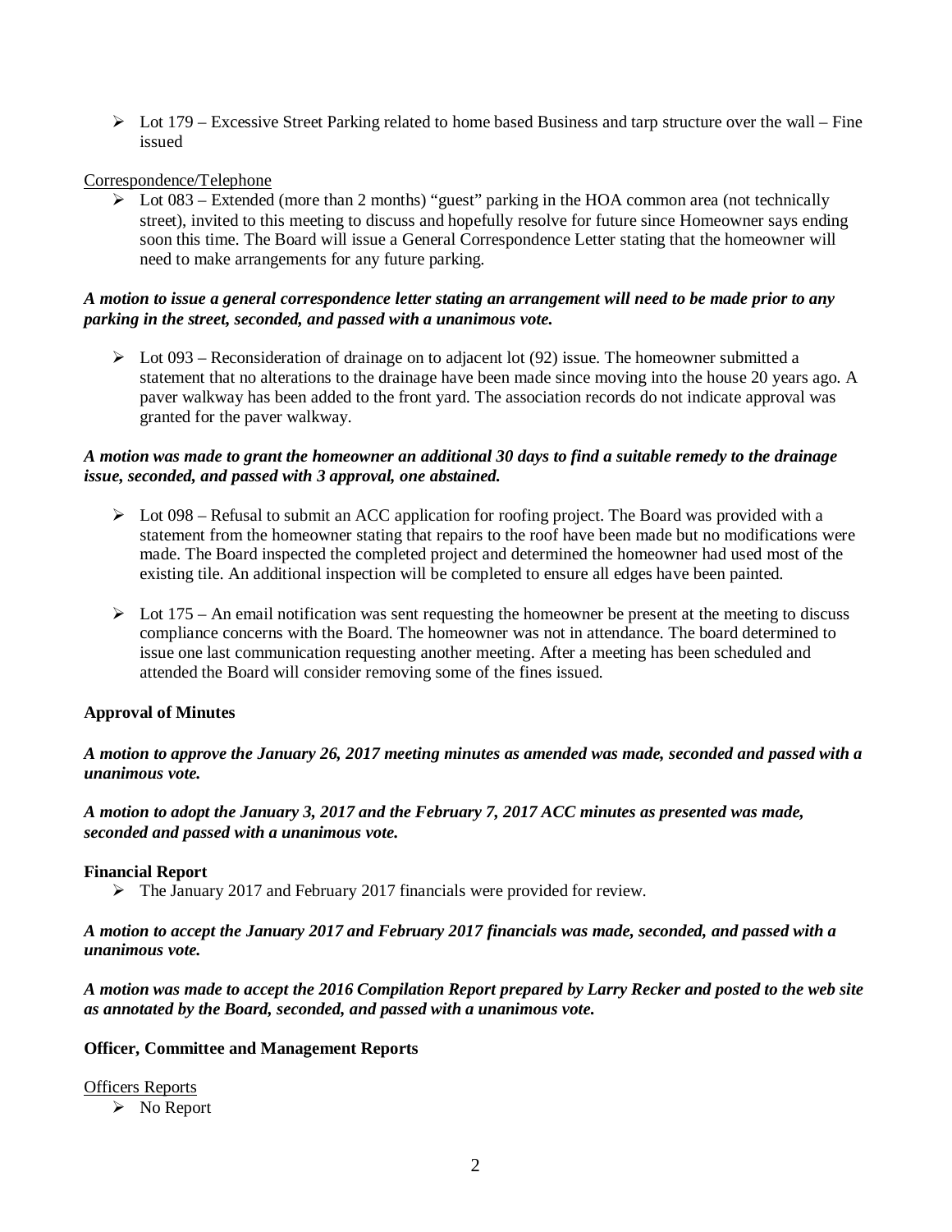- Lot 179 – Excessive Street Parking related to home based Business and tarp structure over the wall – Fine issued

Correspondence/Telephone

- Lot 083 – Extended (more than 2 months) "guest" parking in the HOA common area (not technically street), invited to this meeting to discuss and hopefully resolve for future since Homeowner says ending soon this time. The Board will issue a General Correspondence Letter stating that the homeowner will need to make arrangements for any future parking.

***A motion to issue a general correspondence letter stating an arrangement will need to be made prior to any parking in the street, seconded, and passed with a unanimous vote.***

- Lot 093 – Reconsideration of drainage on to adjacent lot (92) issue. The homeowner submitted a statement that no alterations to the drainage have been made since moving into the house 20 years ago. A paver walkway has been added to the front yard. The association records do not indicate approval was granted for the paver walkway.

***A motion was made to grant the homeowner an additional 30 days to find a suitable remedy to the drainage issue, seconded, and passed with 3 approval, one abstained.***

- Lot 098 – Refusal to submit an ACC application for roofing project. The Board was provided with a statement from the homeowner stating that repairs to the roof have been made but no modifications were made. The Board inspected the completed project and determined the homeowner had used most of the existing tile. An additional inspection will be completed to ensure all edges have been painted.
- Lot 175 – An email notification was sent requesting the homeowner be present at the meeting to discuss compliance concerns with the Board. The homeowner was not in attendance. The board determined to issue one last communication requesting another meeting. After a meeting has been scheduled and attended the Board will consider removing some of the fines issued.

**Approval of Minutes**

***A motion to approve the January 26, 2017 meeting minutes as amended was made, seconded and passed with a unanimous vote.***

***A motion to adopt the January 3, 2017 and the February 7, 2017 ACC minutes as presented was made, seconded and passed with a unanimous vote.***

**Financial Report**

- The January 2017 and February 2017 financials were provided for review.

***A motion to accept the January 2017 and February 2017 financials was made, seconded, and passed with a unanimous vote.***

***A motion was made to accept the 2016 Compilation Report prepared by Larry Recker and posted to the web site as annotated by the Board, seconded, and passed with a unanimous vote.***

**Officer, Committee and Management Reports**

Officers Reports

- No Report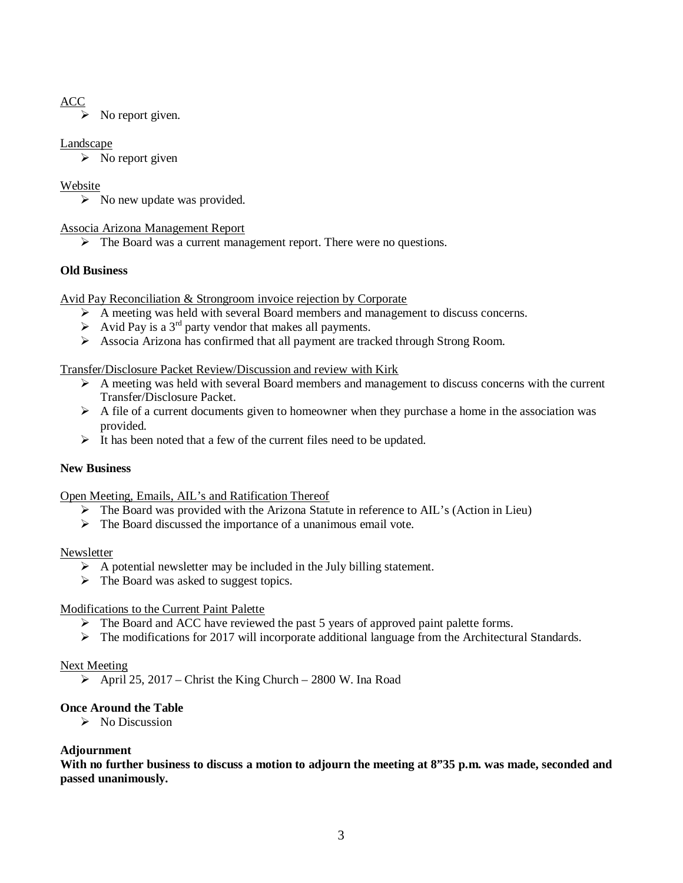ACC

- No report given.

Landscape

- No report given

Website

- No new update was provided.

Associa Arizona Management Report

- The Board was a current management report. There were no questions.

**Old Business**

Avid Pay Reconciliation & Strongroom invoice rejection by Corporate

- A meeting was held with several Board members and management to discuss concerns.
- Avid Pay is a 3rd party vendor that makes all payments.
- Associa Arizona has confirmed that all payment are tracked through Strong Room.

Transfer/Disclosure Packet Review/Discussion and review with Kirk

- A meeting was held with several Board members and management to discuss concerns with the current Transfer/Disclosure Packet.
- A file of a current documents given to homeowner when they purchase a home in the association was provided.
- It has been noted that a few of the current files need to be updated.

**New Business**

Open Meeting, Emails, AIL's and Ratification Thereof

- The Board was provided with the Arizona Statute in reference to AIL's (Action in Lieu)
- The Board discussed the importance of a unanimous email vote.

Newsletter

- A potential newsletter may be included in the July billing statement.
- The Board was asked to suggest topics.

Modifications to the Current Paint Palette

- The Board and ACC have reviewed the past 5 years of approved paint palette forms.
- The modifications for 2017 will incorporate additional language from the Architectural Standards.

Next Meeting

- April 25, 2017 – Christ the King Church – 2800 W. Ina Road

**Once Around the Table**

- No Discussion

**Adjournment**

**With no further business to discuss a motion to adjourn the meeting at 8"35 p.m. was made, seconded and passed unanimously.**